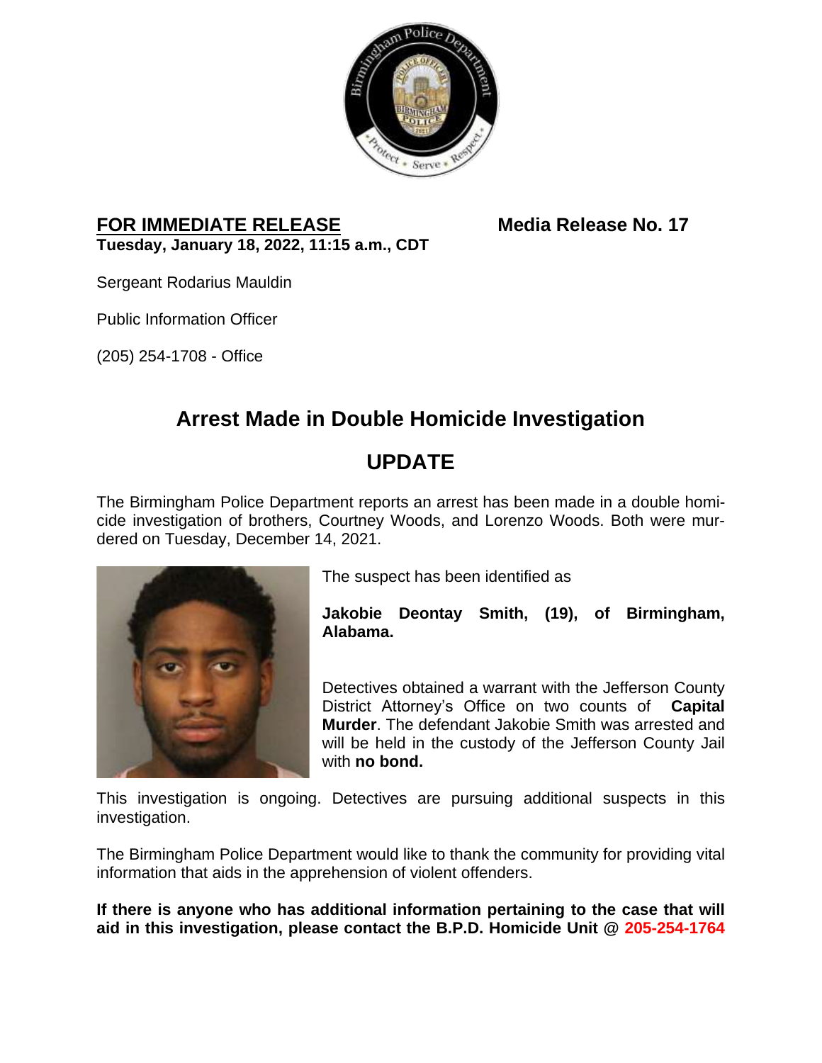**FOR IMMEDIATE RELEASE** **Media Release No. 17**
**Tuesday, January 18, 2022, 11:15 a.m., CDT**

Sergeant Rodarius Mauldin

Public Information Officer

(205) 254-1708 - Office

# Arrest Made in Double Homicide Investigation

## UPDATE

The Birmingham Police Department reports an arrest has been made in a double homicide investigation of brothers, Courtney Woods, and Lorenzo Woods. Both were murdered on Tuesday, December 14, 2021.

The suspect has been identified as

**Jakobie Deontay Smith, (19), of Birmingham, Alabama.**

Detectives obtained a warrant with the Jefferson County District Attorney's Office on two counts of **Capital Murder**. The defendant Jakobie Smith was arrested and will be held in the custody of the Jefferson County Jail with **no bond.**

This investigation is ongoing. Detectives are pursuing additional suspects in this investigation.

The Birmingham Police Department would like to thank the community for providing vital information that aids in the apprehension of violent offenders.

**If there is anyone who has additional information pertaining to the case that will aid in this investigation, please contact the B.P.D. Homicide Unit @ 205-254-1764**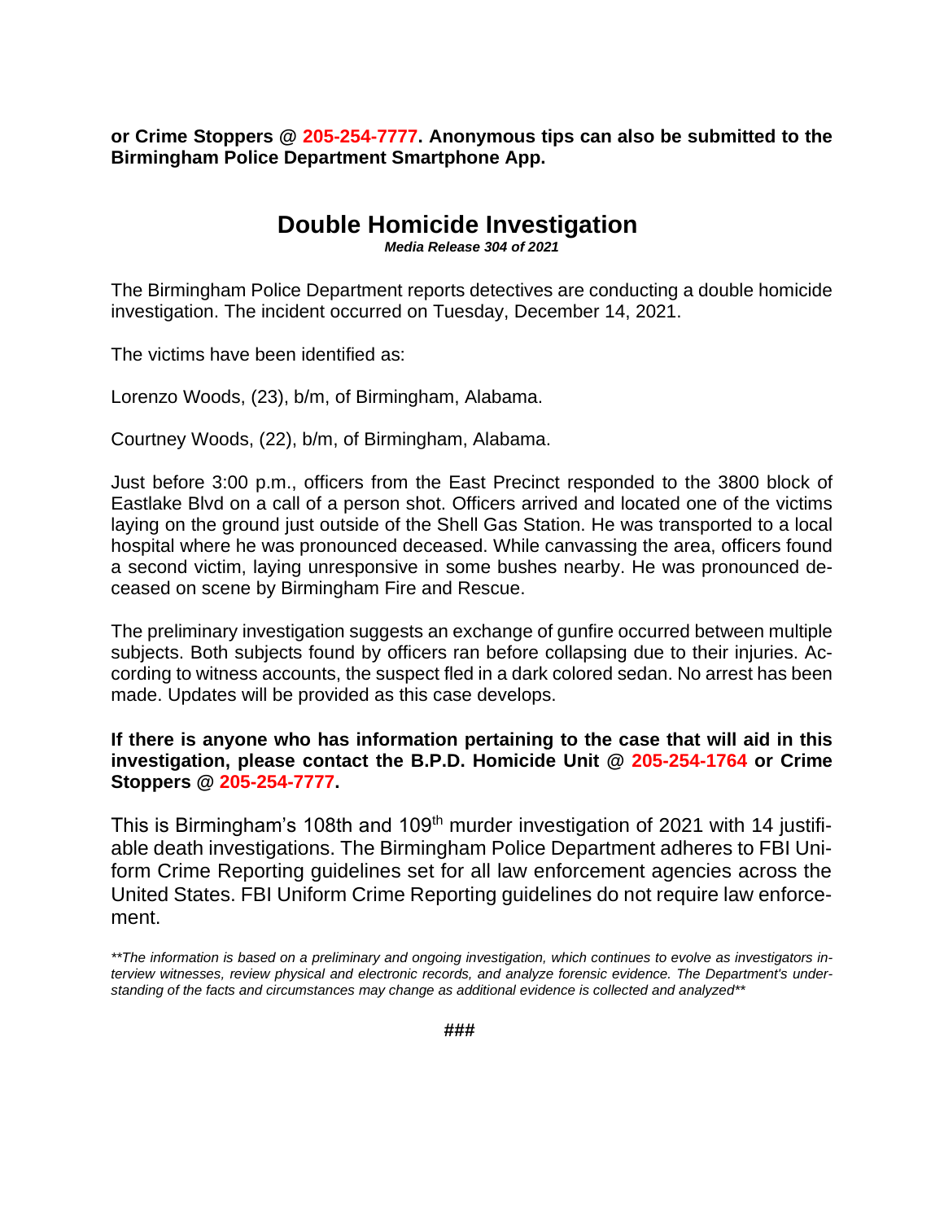**or Crime Stoppers @ 205-254-7777. Anonymous tips can also be submitted to the Birmingham Police Department Smartphone App.**

# Double Homicide Investigation

***Media Release 304 of 2021***

The Birmingham Police Department reports detectives are conducting a double homicide investigation. The incident occurred on Tuesday, December 14, 2021.

The victims have been identified as:

Lorenzo Woods, (23), b/m, of Birmingham, Alabama.

Courtney Woods, (22), b/m, of Birmingham, Alabama.

Just before 3:00 p.m., officers from the East Precinct responded to the 3800 block of Eastlake Blvd on a call of a person shot. Officers arrived and located one of the victims laying on the ground just outside of the Shell Gas Station. He was transported to a local hospital where he was pronounced deceased. While canvassing the area, officers found a second victim, laying unresponsive in some bushes nearby. He was pronounced deceased on scene by Birmingham Fire and Rescue.

The preliminary investigation suggests an exchange of gunfire occurred between multiple subjects. Both subjects found by officers ran before collapsing due to their injuries. According to witness accounts, the suspect fled in a dark colored sedan. No arrest has been made. Updates will be provided as this case develops.

**If there is anyone who has information pertaining to the case that will aid in this investigation, please contact the B.P.D. Homicide Unit @ 205-254-1764 or Crime Stoppers @ 205-254-7777.**

This is Birmingham's 108th and 109th murder investigation of 2021 with 14 justifiable death investigations. The Birmingham Police Department adheres to FBI Uniform Crime Reporting guidelines set for all law enforcement agencies across the United States. FBI Uniform Crime Reporting guidelines do not require law enforcement.

*\*\*The information is based on a preliminary and ongoing investigation, which continues to evolve as investigators interview witnesses, review physical and electronic records, and analyze forensic evidence. The Department's understanding of the facts and circumstances may change as additional evidence is collected and analyzed\*\**

###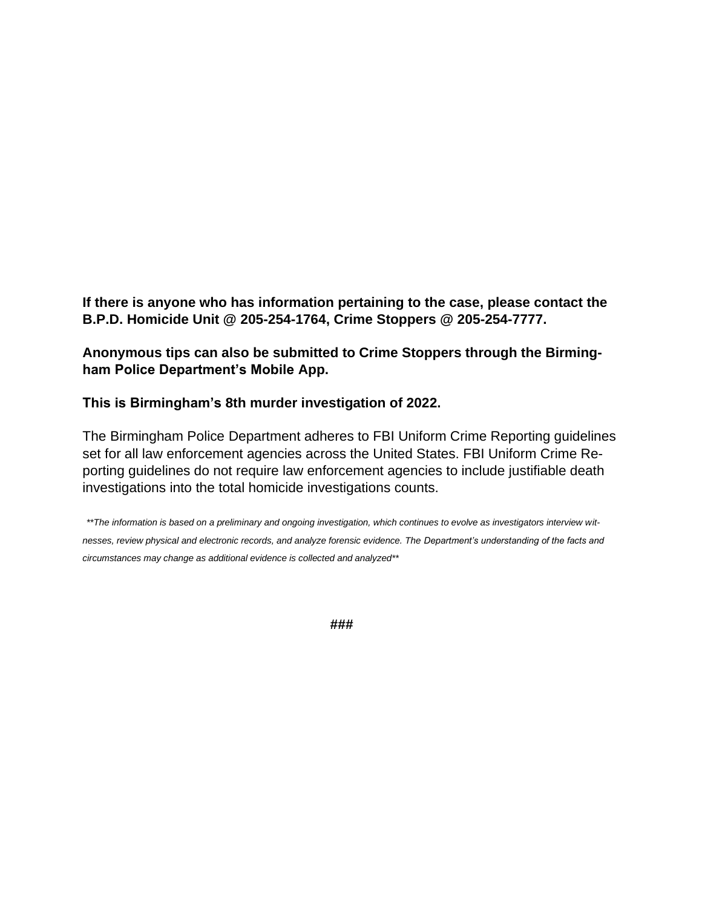**If there is anyone who has information pertaining to the case, please contact the B.P.D. Homicide Unit @ 205-254-1764, Crime Stoppers @ 205-254-7777.**

**Anonymous tips can also be submitted to Crime Stoppers through the Birmingham Police Department's Mobile App.**

**This is Birmingham's 8th murder investigation of 2022.**

The Birmingham Police Department adheres to FBI Uniform Crime Reporting guidelines set for all law enforcement agencies across the United States. FBI Uniform Crime Reporting guidelines do not require law enforcement agencies to include justifiable death investigations into the total homicide investigations counts.

*\*\*The information is based on a preliminary and ongoing investigation, which continues to evolve as investigators interview witnesses, review physical and electronic records, and analyze forensic evidence. The Department's understanding of the facts and circumstances may change as additional evidence is collected and analyzed\*\**

###